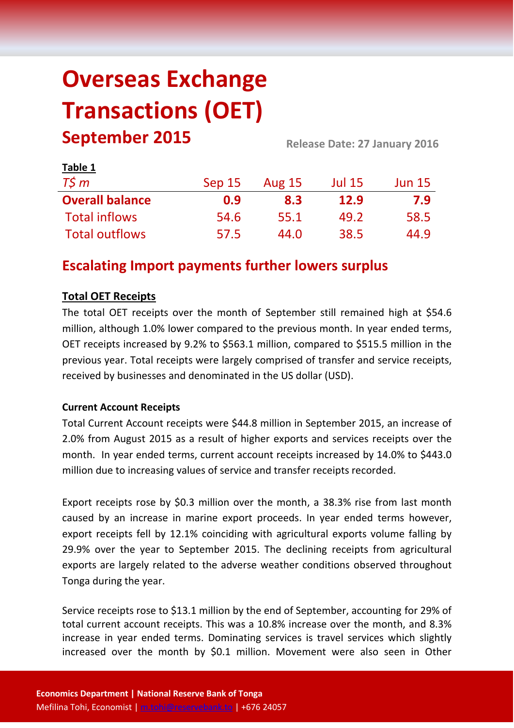# Overseas Exchange Transactions (OET)

## September 2015

**Release Date: 27 January 2016**

**Table 1**

| *T$ m* | Sep 15 | Aug 15 | Jul 15 | Jun 15 |
|---|---|---|---|---|
| **Overall balance** | **0.9** | **8.3** | **12.9** | **7.9** |
| Total inflows | 54.6 | 55.1 | 49.2 | 58.5 |
| Total outflows | 57.5 | 44.0 | 38.5 | 44.9 |

## Escalating Import payments further lowers surplus

**Total OET Receipts**

The total OET receipts over the month of September still remained high at $54.6 million, although 1.0% lower compared to the previous month. In year ended terms, OET receipts increased by 9.2% to $563.1 million, compared to $515.5 million in the previous year. Total receipts were largely comprised of transfer and service receipts, received by businesses and denominated in the US dollar (USD).

**Current Account Receipts**

Total Current Account receipts were $44.8 million in September 2015, an increase of 2.0% from August 2015 as a result of higher exports and services receipts over the month. In year ended terms, current account receipts increased by 14.0% to $443.0 million due to increasing values of service and transfer receipts recorded.

Export receipts rose by $0.3 million over the month, a 38.3% rise from last month caused by an increase in marine export proceeds. In year ended terms however, export receipts fell by 12.1% coinciding with agricultural exports volume falling by 29.9% over the year to September 2015. The declining receipts from agricultural exports are largely related to the adverse weather conditions observed throughout Tonga during the year.

Service receipts rose to $13.1 million by the end of September, accounting for 29% of total current account receipts. This was a 10.8% increase over the month, and 8.3% increase in year ended terms. Dominating services is travel services which slightly increased over the month by $0.1 million. Movement were also seen in Other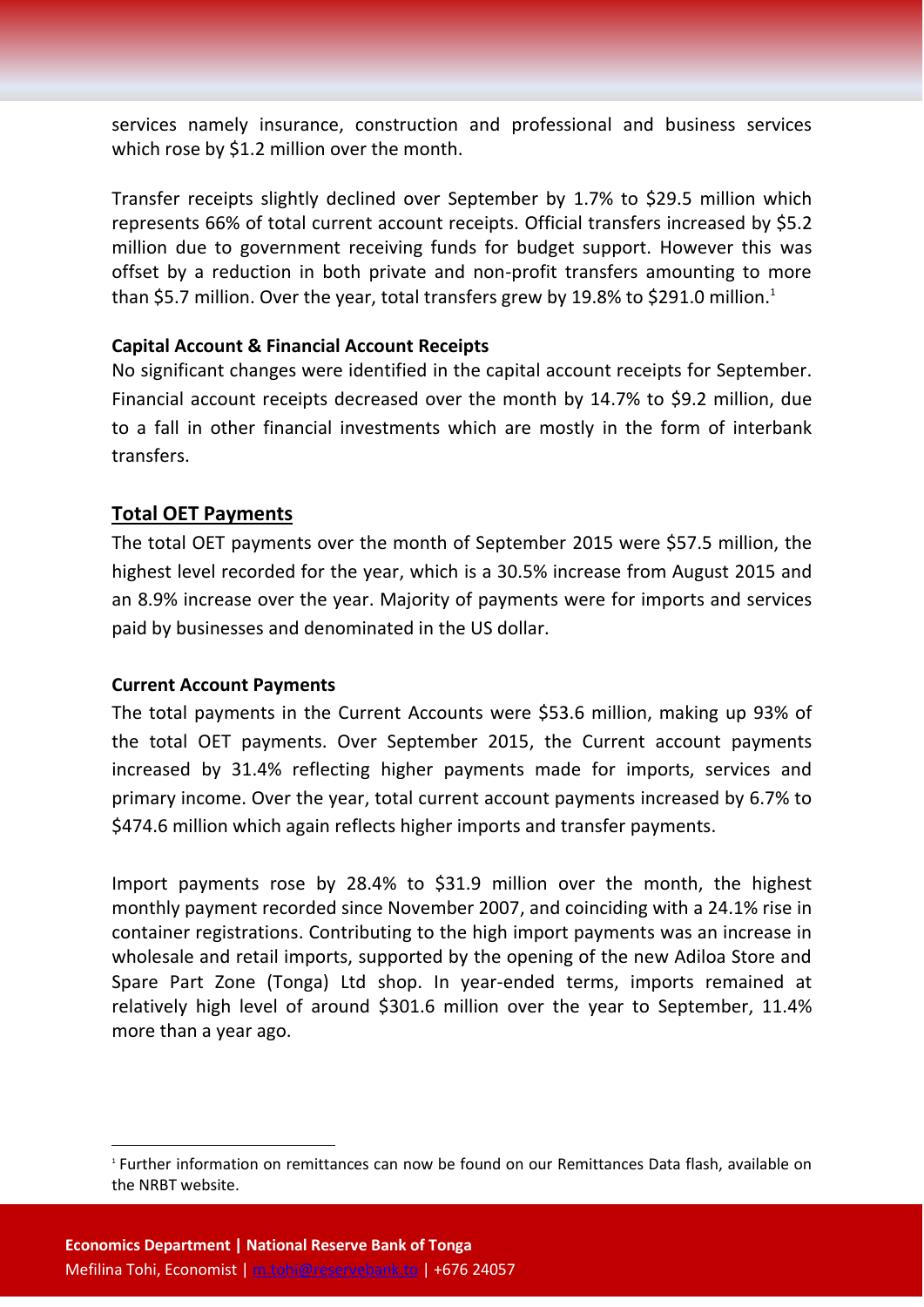services namely insurance, construction and professional and business services which rose by $1.2 million over the month.

Transfer receipts slightly declined over September by 1.7% to $29.5 million which represents 66% of total current account receipts. Official transfers increased by $5.2 million due to government receiving funds for budget support. However this was offset by a reduction in both private and non-profit transfers amounting to more than $5.7 million. Over the year, total transfers grew by 19.8% to $291.0 million.[1]

**Capital Account & Financial Account Receipts**

No significant changes were identified in the capital account receipts for September. Financial account receipts decreased over the month by 14.7% to $9.2 million, due to a fall in other financial investments which are mostly in the form of interbank transfers.

## Total OET Payments

The total OET payments over the month of September 2015 were $57.5 million, the highest level recorded for the year, which is a 30.5% increase from August 2015 and an 8.9% increase over the year. Majority of payments were for imports and services paid by businesses and denominated in the US dollar.

**Current Account Payments**

The total payments in the Current Accounts were $53.6 million, making up 93% of the total OET payments. Over September 2015, the Current account payments increased by 31.4% reflecting higher payments made for imports, services and primary income. Over the year, total current account payments increased by 6.7% to $474.6 million which again reflects higher imports and transfer payments.

Import payments rose by 28.4% to $31.9 million over the month, the highest monthly payment recorded since November 2007, and coinciding with a 24.1% rise in container registrations. Contributing to the high import payments was an increase in wholesale and retail imports, supported by the opening of the new Adiloa Store and Spare Part Zone (Tonga) Ltd shop. In year-ended terms, imports remained at relatively high level of around $301.6 million over the year to September, 11.4% more than a year ago.

[1] Further information on remittances can now be found on our Remittances Data flash, available on the NRBT website.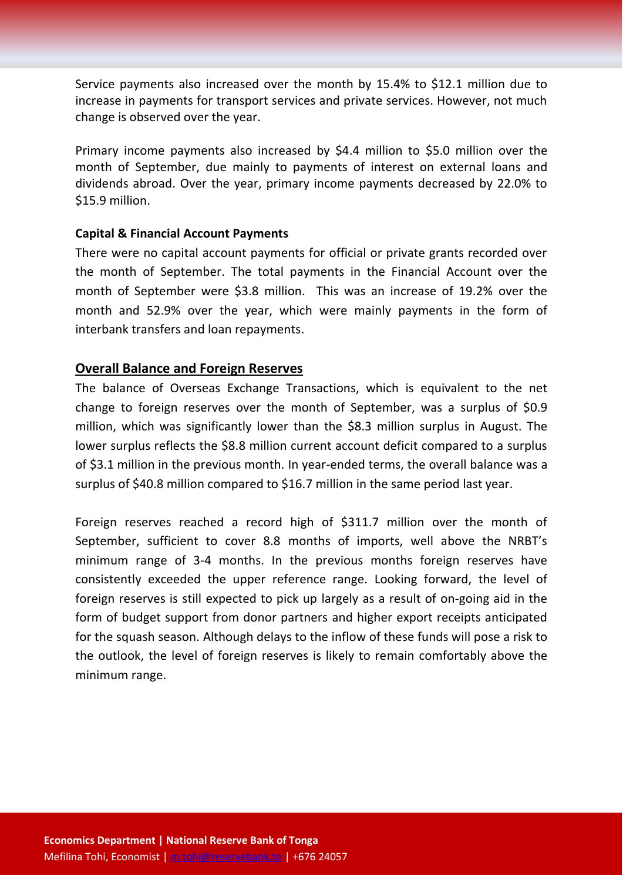Service payments also increased over the month by 15.4% to $12.1 million due to increase in payments for transport services and private services. However, not much change is observed over the year.

Primary income payments also increased by $4.4 million to $5.0 million over the month of September, due mainly to payments of interest on external loans and dividends abroad. Over the year, primary income payments decreased by 22.0% to $15.9 million.

**Capital & Financial Account Payments**

There were no capital account payments for official or private grants recorded over the month of September. The total payments in the Financial Account over the month of September were $3.8 million. This was an increase of 19.2% over the month and 52.9% over the year, which were mainly payments in the form of interbank transfers and loan repayments.

## Overall Balance and Foreign Reserves

The balance of Overseas Exchange Transactions, which is equivalent to the net change to foreign reserves over the month of September, was a surplus of $0.9 million, which was significantly lower than the $8.3 million surplus in August. The lower surplus reflects the $8.8 million current account deficit compared to a surplus of $3.1 million in the previous month. In year-ended terms, the overall balance was a surplus of $40.8 million compared to $16.7 million in the same period last year.

Foreign reserves reached a record high of $311.7 million over the month of September, sufficient to cover 8.8 months of imports, well above the NRBT's minimum range of 3-4 months. In the previous months foreign reserves have consistently exceeded the upper reference range. Looking forward, the level of foreign reserves is still expected to pick up largely as a result of on-going aid in the form of budget support from donor partners and higher export receipts anticipated for the squash season. Although delays to the inflow of these funds will pose a risk to the outlook, the level of foreign reserves is likely to remain comfortably above the minimum range.

**Economics Department | National Reserve Bank of Tonga**
Mefilina Tohi, Economist | m.tohi@reservebank.to | +676 24057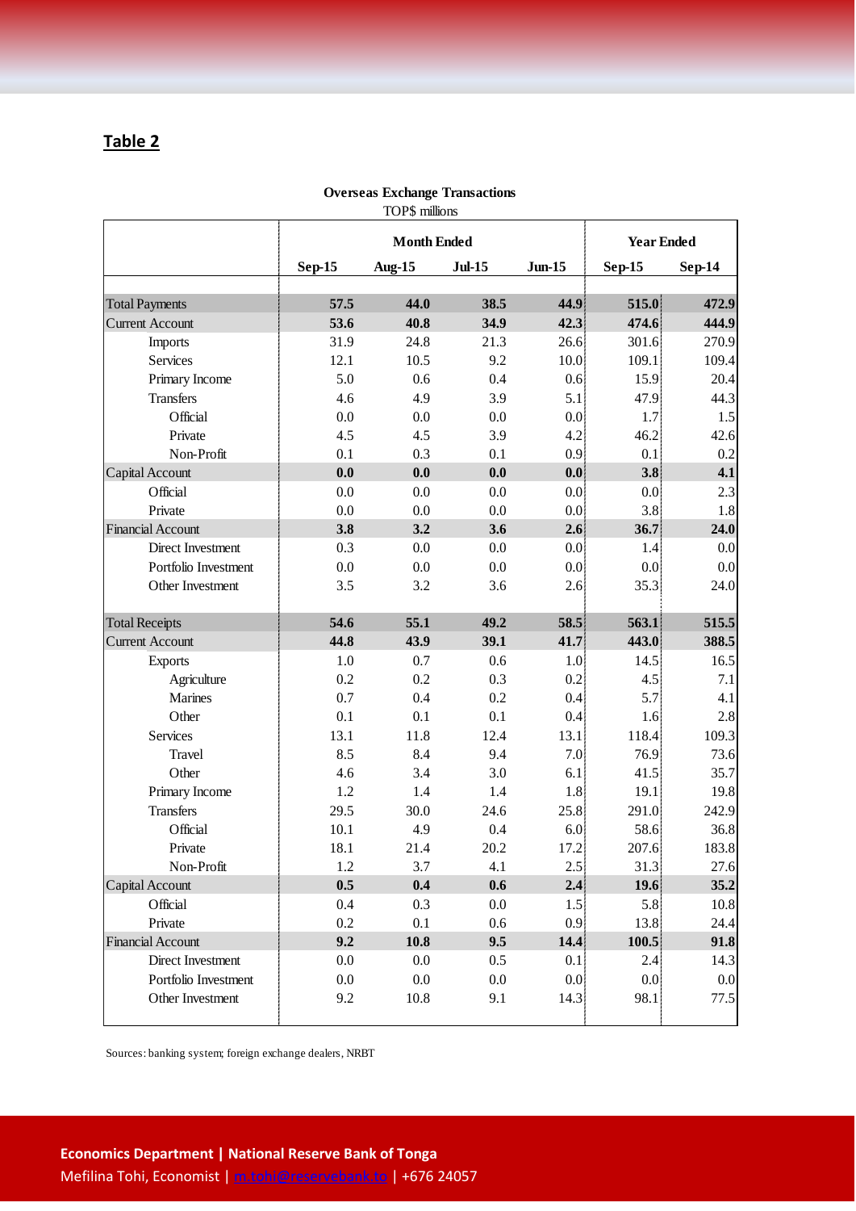## Table 2

**Overseas Exchange Transactions**
TOP$ millions

| | Month Ended | | | | Year Ended | |
|---|---|---|---|---|---|---|
| | **Sep-15** | **Aug-15** | **Jul-15** | **Jun-15** | **Sep-15** | **Sep-14** |
| Total Payments | **57.5** | **44.0** | **38.5** | **44.9** | **515.0** | **472.9** |
| Current Account | **53.6** | **40.8** | **34.9** | **42.3** | **474.6** | **444.9** |
| Imports | 31.9 | 24.8 | 21.3 | 26.6 | 301.6 | 270.9 |
| Services | 12.1 | 10.5 | 9.2 | 10.0 | 109.1 | 109.4 |
| Primary Income | 5.0 | 0.6 | 0.4 | 0.6 | 15.9 | 20.4 |
| Transfers | 4.6 | 4.9 | 3.9 | 5.1 | 47.9 | 44.3 |
| Official | 0.0 | 0.0 | 0.0 | 0.0 | 1.7 | 1.5 |
| Private | 4.5 | 4.5 | 3.9 | 4.2 | 46.2 | 42.6 |
| Non-Profit | 0.1 | 0.3 | 0.1 | 0.9 | 0.1 | 0.2 |
| Capital Account | **0.0** | **0.0** | **0.0** | **0.0** | **3.8** | **4.1** |
| Official | 0.0 | 0.0 | 0.0 | 0.0 | 0.0 | 2.3 |
| Private | 0.0 | 0.0 | 0.0 | 0.0 | 3.8 | 1.8 |
| Financial Account | **3.8** | **3.2** | **3.6** | **2.6** | **36.7** | **24.0** |
| Direct Investment | 0.3 | 0.0 | 0.0 | 0.0 | 1.4 | 0.0 |
| Portfolio Investment | 0.0 | 0.0 | 0.0 | 0.0 | 0.0 | 0.0 |
| Other Investment | 3.5 | 3.2 | 3.6 | 2.6 | 35.3 | 24.0 |
| Total Receipts | **54.6** | **55.1** | **49.2** | **58.5** | **563.1** | **515.5** |
| Current Account | **44.8** | **43.9** | **39.1** | **41.7** | **443.0** | **388.5** |
| Exports | 1.0 | 0.7 | 0.6 | 1.0 | 14.5 | 16.5 |
| Agriculture | 0.2 | 0.2 | 0.3 | 0.2 | 4.5 | 7.1 |
| Marines | 0.7 | 0.4 | 0.2 | 0.4 | 5.7 | 4.1 |
| Other | 0.1 | 0.1 | 0.1 | 0.4 | 1.6 | 2.8 |
| Services | 13.1 | 11.8 | 12.4 | 13.1 | 118.4 | 109.3 |
| Travel | 8.5 | 8.4 | 9.4 | 7.0 | 76.9 | 73.6 |
| Other | 4.6 | 3.4 | 3.0 | 6.1 | 41.5 | 35.7 |
| Primary Income | 1.2 | 1.4 | 1.4 | 1.8 | 19.1 | 19.8 |
| Transfers | 29.5 | 30.0 | 24.6 | 25.8 | 291.0 | 242.9 |
| Official | 10.1 | 4.9 | 0.4 | 6.0 | 58.6 | 36.8 |
| Private | 18.1 | 21.4 | 20.2 | 17.2 | 207.6 | 183.8 |
| Non-Profit | 1.2 | 3.7 | 4.1 | 2.5 | 31.3 | 27.6 |
| Capital Account | **0.5** | **0.4** | **0.6** | **2.4** | **19.6** | **35.2** |
| Official | 0.4 | 0.3 | 0.0 | 1.5 | 5.8 | 10.8 |
| Private | 0.2 | 0.1 | 0.6 | 0.9 | 13.8 | 24.4 |
| Financial Account | **9.2** | **10.8** | **9.5** | **14.4** | **100.5** | **91.8** |
| Direct Investment | 0.0 | 0.0 | 0.5 | 0.1 | 2.4 | 14.3 |
| Portfolio Investment | 0.0 | 0.0 | 0.0 | 0.0 | 0.0 | 0.0 |
| Other Investment | 9.2 | 10.8 | 9.1 | 14.3 | 98.1 | 77.5 |

Sources: banking system; foreign exchange dealers, NRBT

**Economics Department | National Reserve Bank of Tonga**
Mefilina Tohi, Economist | m.tohi@reservebank.to | +676 24057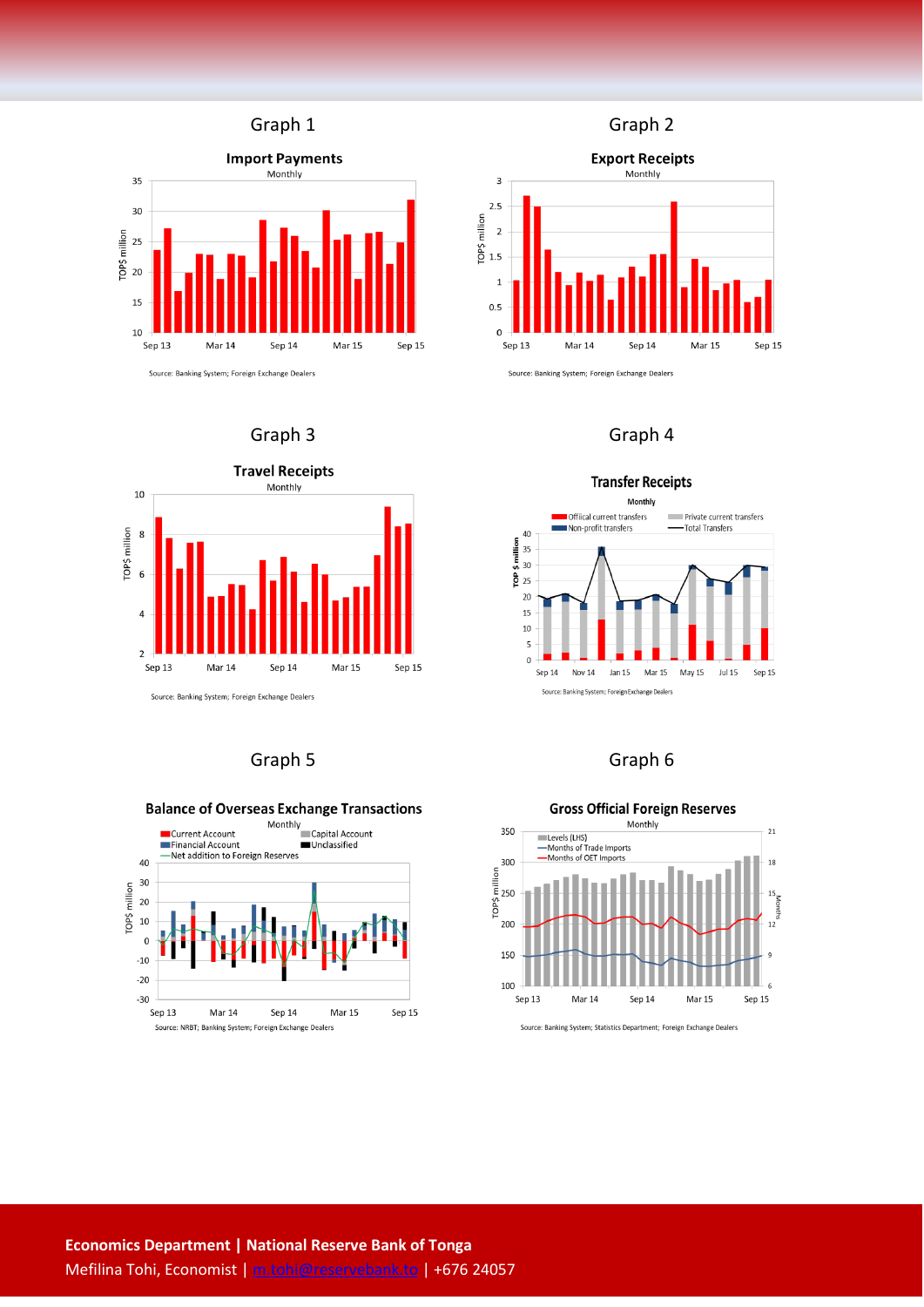Graph 1

**Import Payments**

Monthly

TOP$ million

35
30
25
20
15
10

Sep 13 Mar 14 Sep 14 Mar 15 Sep 15

Source: Banking System; Foreign Exchange Dealers

Graph 2

**Export Receipts**

Monthly

TOP$ million

3
2.5
2
1.5
1
0.5
0

Sep 13 Mar 14 Sep 14 Mar 15 Sep 15

Source: Banking System; Foreign Exchange Dealers

Graph 3

**Travel Receipts**

Monthly

TOP$ million

10
8
6
4
2

Sep 13 Mar 14 Sep 14 Mar 15 Sep 15

Source: Banking System; Foreign Exchange Dealers

Graph 4

**Transfer Receipts**

Monthly

Offical current transfers
Private current transfers
Non-profit transfers
Total Transfers

TOP $ million

40
35
30
25
20
15
10
5
0

Sep 14 Nov 14 Jan 15 Mar 15 May 15 Jul 15 Sep 15

Source: Banking System; Foreign Exchange Dealers

Graph 5

**Balance of Overseas Exchange Transactions**

Monthly

Current Account
Capital Account
Financial Account
Unclassified
Net addition to Foreign Reserves

TOP$ million

40
30
20
10
0
-10
-20
-30

Sep 13 Mar 14 Sep 14 Mar 15 Sep 15

Source: NRBT; Banking System; Foreign Exchange Dealers

Graph 6

**Gross Official Foreign Reserves**

Monthly

Levels (LHS)
Months of Trade Imports
Months of OET Imports

TOP$ million

350
300
250
200
150
100

Months

21
18
15
12
9
6

Sep 13 Mar 14 Sep 14 Mar 15 Sep 15

Source: Banking System; Statistics Department; Foreign Exchange Dealers

**Economics Department | National Reserve Bank of Tonga**

Mefilina Tohi, Economist | m.tohi@reservebank.to | +676 24057